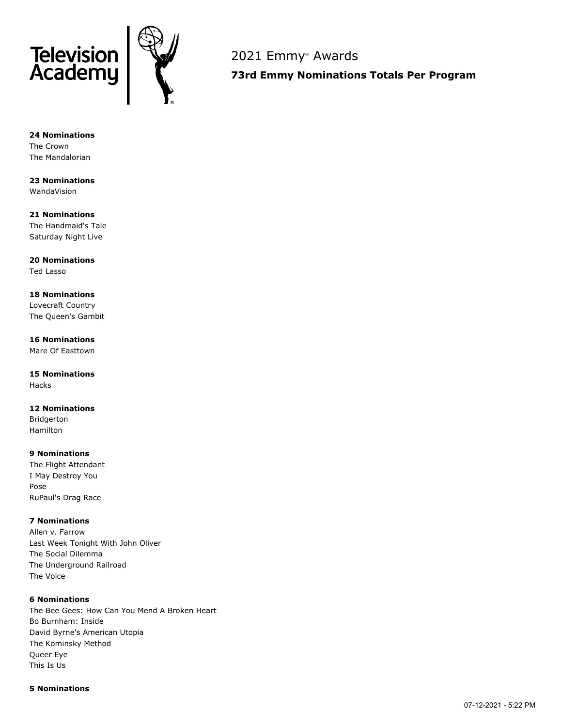Television Academy

# 2021 Emmy® Awards

## 73rd Emmy Nominations Totals Per Program

**24 Nominations**
The Crown
The Mandalorian

**23 Nominations**
WandaVision

**21 Nominations**
The Handmaid's Tale
Saturday Night Live

**20 Nominations**
Ted Lasso

**18 Nominations**
Lovecraft Country
The Queen's Gambit

**16 Nominations**
Mare Of Easttown

**15 Nominations**
Hacks

**12 Nominations**
Bridgerton
Hamilton

**9 Nominations**
The Flight Attendant
I May Destroy You
Pose
RuPaul's Drag Race

**7 Nominations**
Allen v. Farrow
Last Week Tonight With John Oliver
The Social Dilemma
The Underground Railroad
The Voice

**6 Nominations**
The Bee Gees: How Can You Mend A Broken Heart
Bo Burnham: Inside
David Byrne's American Utopia
The Kominsky Method
Queer Eye
This Is Us

**5 Nominations**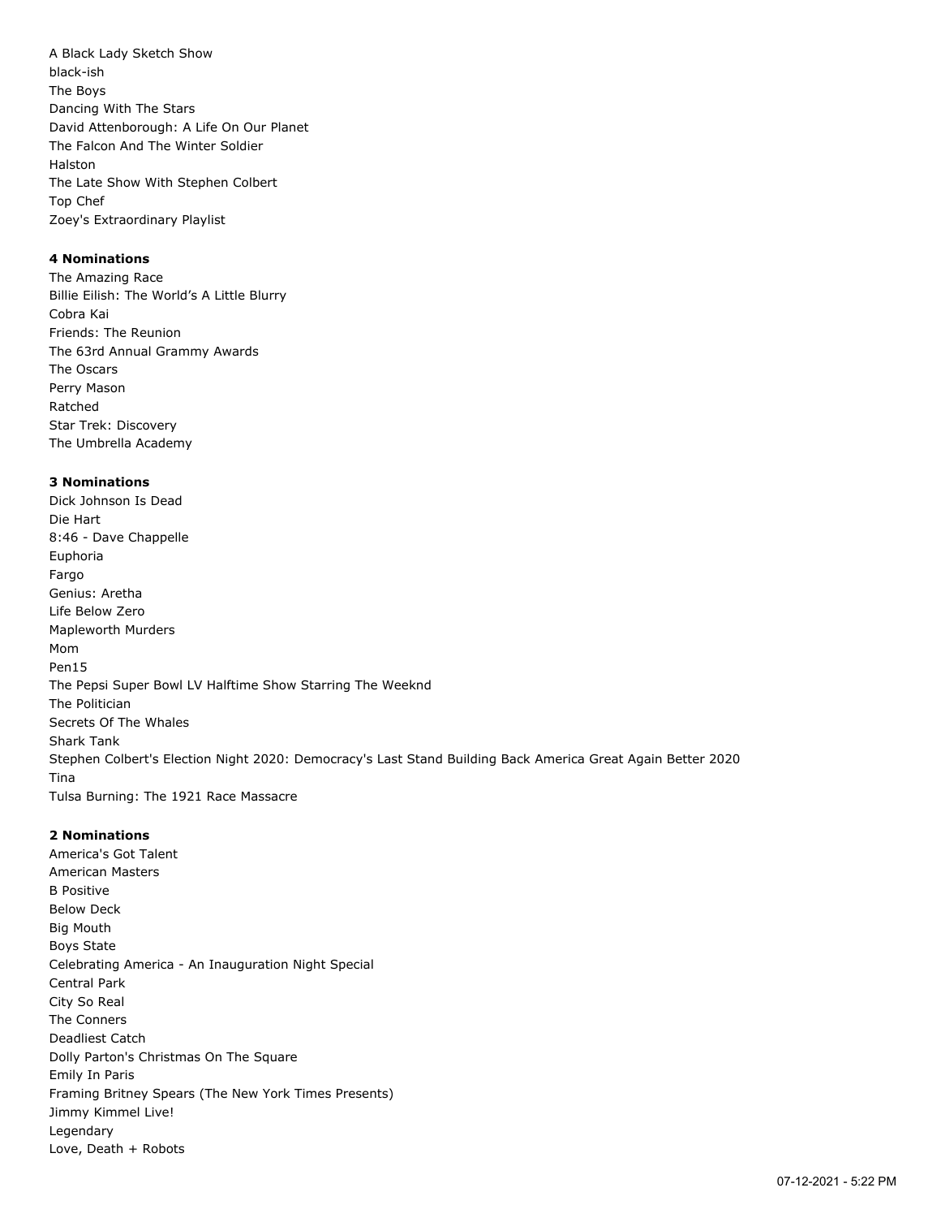A Black Lady Sketch Show
black-ish
The Boys
Dancing With The Stars
David Attenborough: A Life On Our Planet
The Falcon And The Winter Soldier
Halston
The Late Show With Stephen Colbert
Top Chef
Zoey's Extraordinary Playlist

**4 Nominations**
The Amazing Race
Billie Eilish: The World’s A Little Blurry
Cobra Kai
Friends: The Reunion
The 63rd Annual Grammy Awards
The Oscars
Perry Mason
Ratched
Star Trek: Discovery
The Umbrella Academy

**3 Nominations**
Dick Johnson Is Dead
Die Hart
8:46 - Dave Chappelle
Euphoria
Fargo
Genius: Aretha
Life Below Zero
Mapleworth Murders
Mom
Pen15
The Pepsi Super Bowl LV Halftime Show Starring The Weeknd
The Politician
Secrets Of The Whales
Shark Tank
Stephen Colbert's Election Night 2020: Democracy's Last Stand Building Back America Great Again Better 2020
Tina
Tulsa Burning: The 1921 Race Massacre

**2 Nominations**
America's Got Talent
American Masters
B Positive
Below Deck
Big Mouth
Boys State
Celebrating America - An Inauguration Night Special
Central Park
City So Real
The Conners
Deadliest Catch
Dolly Parton's Christmas On The Square
Emily In Paris
Framing Britney Spears (The New York Times Presents)
Jimmy Kimmel Live!
Legendary
Love, Death + Robots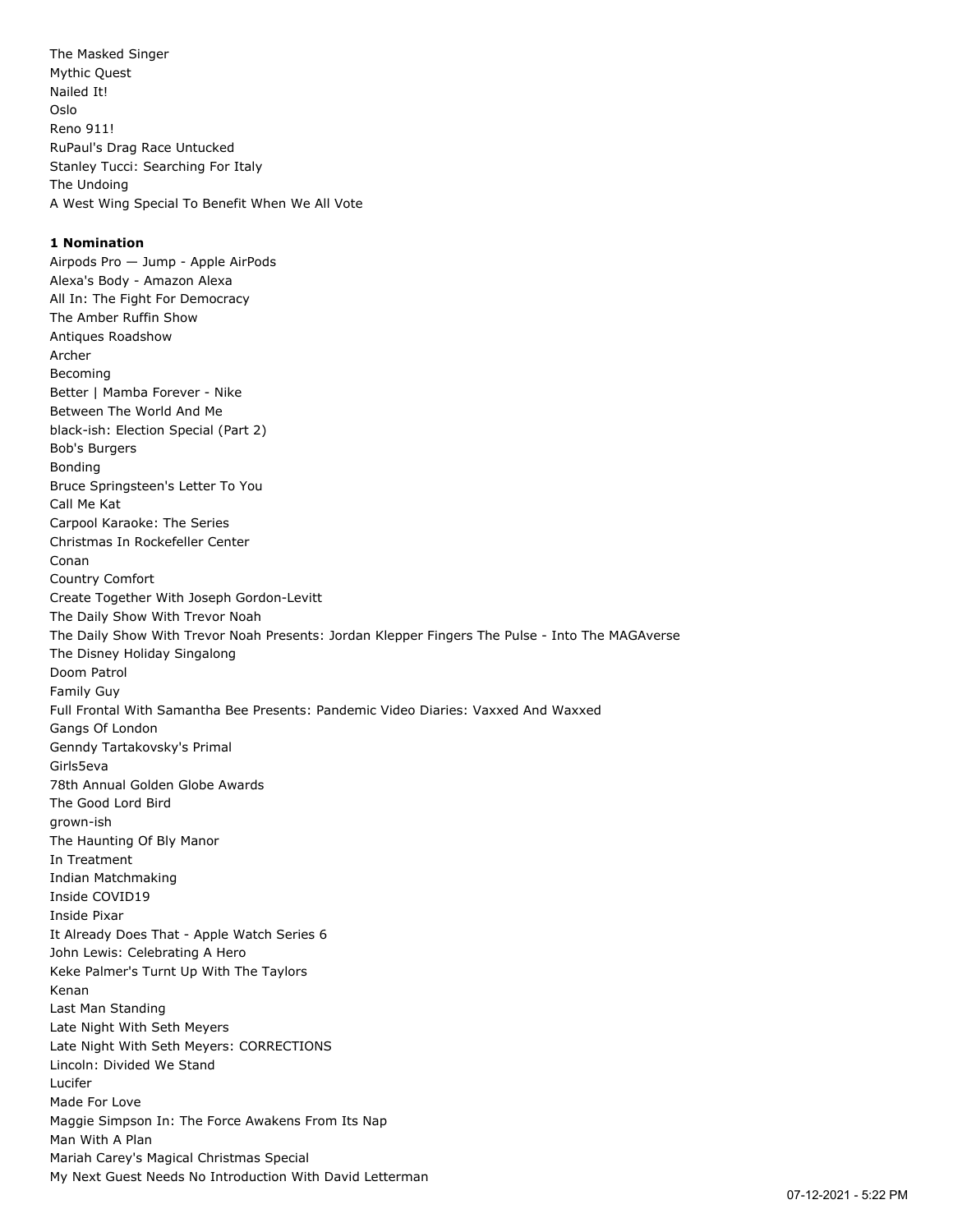The Masked Singer
Mythic Quest
Nailed It!
Oslo
Reno 911!
RuPaul's Drag Race Untucked
Stanley Tucci: Searching For Italy
The Undoing
A West Wing Special To Benefit When We All Vote

**1 Nomination**
Airpods Pro — Jump - Apple AirPods
Alexa's Body - Amazon Alexa
All In: The Fight For Democracy
The Amber Ruffin Show
Antiques Roadshow
Archer
Becoming
Better | Mamba Forever - Nike
Between The World And Me
black-ish: Election Special (Part 2)
Bob's Burgers
Bonding
Bruce Springsteen's Letter To You
Call Me Kat
Carpool Karaoke: The Series
Christmas In Rockefeller Center
Conan
Country Comfort
Create Together With Joseph Gordon-Levitt
The Daily Show With Trevor Noah
The Daily Show With Trevor Noah Presents: Jordan Klepper Fingers The Pulse - Into The MAGAverse
The Disney Holiday Singalong
Doom Patrol
Family Guy
Full Frontal With Samantha Bee Presents: Pandemic Video Diaries: Vaxxed And Waxxed
Gangs Of London
Genndy Tartakovsky's Primal
Girls5eva
78th Annual Golden Globe Awards
The Good Lord Bird
grown-ish
The Haunting Of Bly Manor
In Treatment
Indian Matchmaking
Inside COVID19
Inside Pixar
It Already Does That - Apple Watch Series 6
John Lewis: Celebrating A Hero
Keke Palmer's Turnt Up With The Taylors
Kenan
Last Man Standing
Late Night With Seth Meyers
Late Night With Seth Meyers: CORRECTIONS
Lincoln: Divided We Stand
Lucifer
Made For Love
Maggie Simpson In: The Force Awakens From Its Nap
Man With A Plan
Mariah Carey's Magical Christmas Special
My Next Guest Needs No Introduction With David Letterman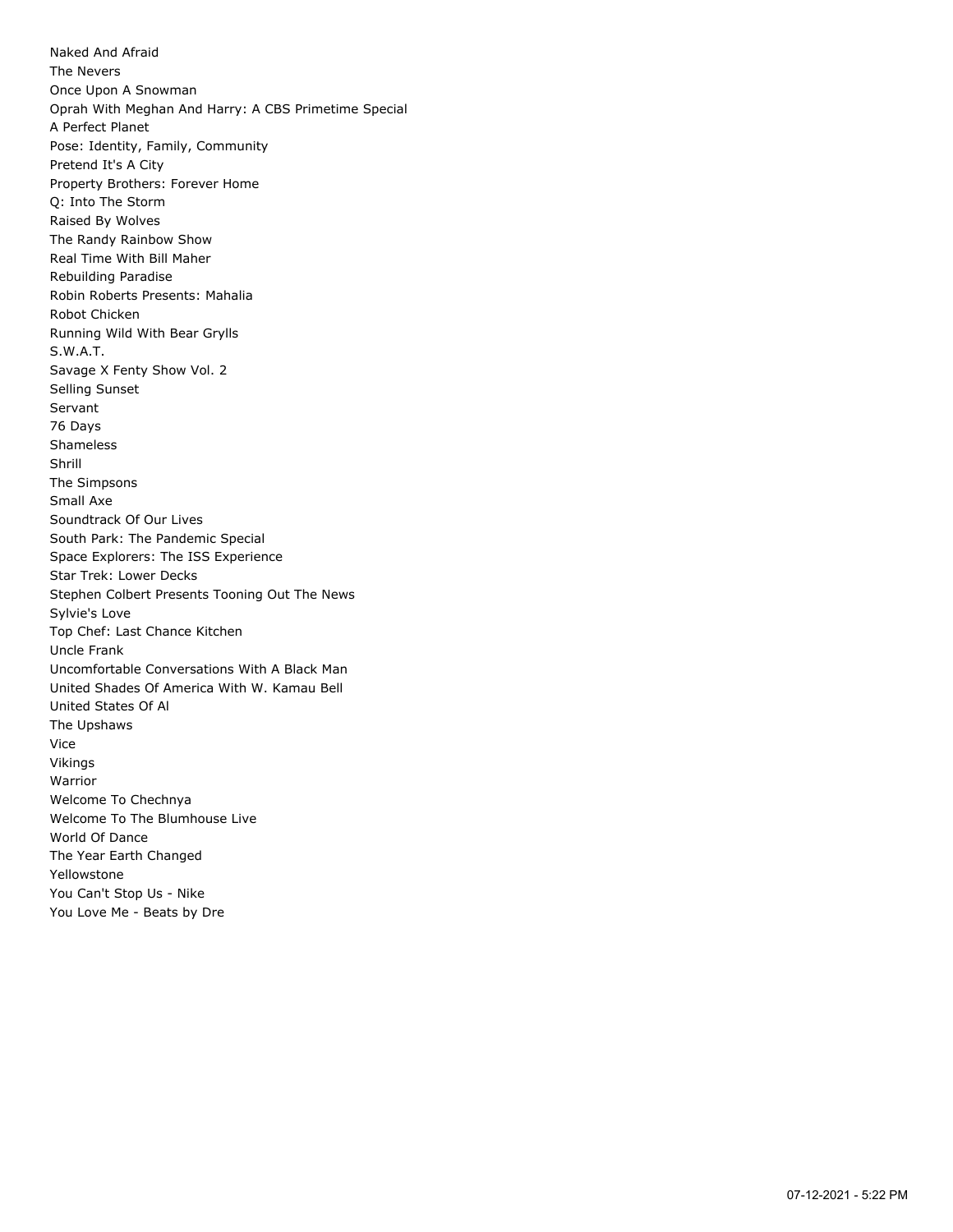Naked And Afraid
The Nevers
Once Upon A Snowman
Oprah With Meghan And Harry: A CBS Primetime Special
A Perfect Planet
Pose: Identity, Family, Community
Pretend It's A City
Property Brothers: Forever Home
Q: Into The Storm
Raised By Wolves
The Randy Rainbow Show
Real Time With Bill Maher
Rebuilding Paradise
Robin Roberts Presents: Mahalia
Robot Chicken
Running Wild With Bear Grylls
S.W.A.T.
Savage X Fenty Show Vol. 2
Selling Sunset
Servant
76 Days
Shameless
Shrill
The Simpsons
Small Axe
Soundtrack Of Our Lives
South Park: The Pandemic Special
Space Explorers: The ISS Experience
Star Trek: Lower Decks
Stephen Colbert Presents Tooning Out The News
Sylvie's Love
Top Chef: Last Chance Kitchen
Uncle Frank
Uncomfortable Conversations With A Black Man
United Shades Of America With W. Kamau Bell
United States Of Al
The Upshaws
Vice
Vikings
Warrior
Welcome To Chechnya
Welcome To The Blumhouse Live
World Of Dance
The Year Earth Changed
Yellowstone
You Can't Stop Us - Nike
You Love Me - Beats by Dre